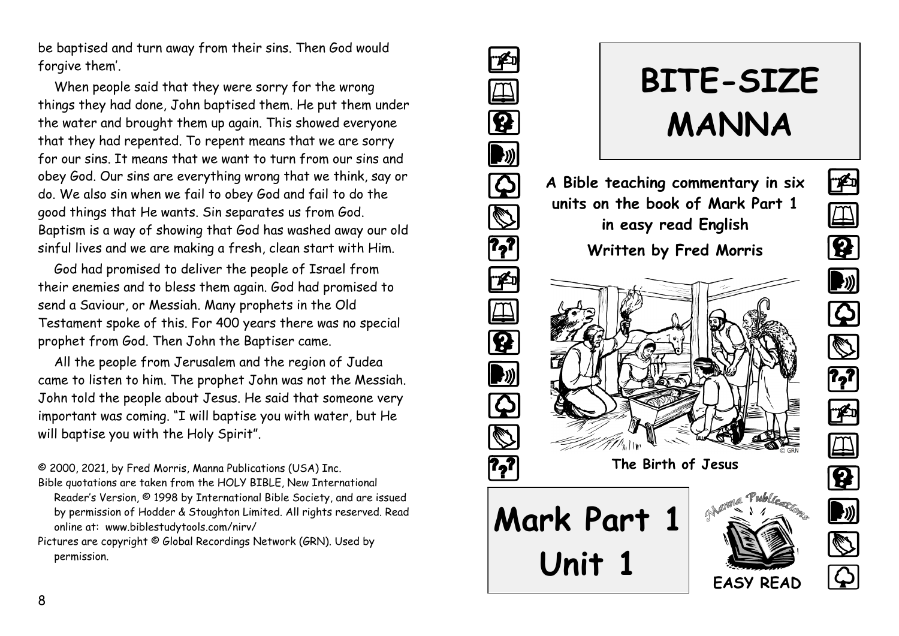be baptised and turn away from their sins. Then God would forgive them'.

When people said that they were sorry for the wrong things they had done, John baptised them. He put them under the water and brought them up again. This showed everyone that they had repented. To repent means that we are sorry for our sins. It means that we want to turn from our sins and obey God. Our sins are everything wrong that we think, say or do. We also sin when we fail to obey God and fail to do the good things that He wants. Sin separates us from God. Baptism is a way of showing that God has washed away our old sinful lives and we are making a fresh, clean start with Him.

God had promised to deliver the people of Israel from their enemies and to bless them again. God had promised to send a Saviour, or Messiah. Many prophets in the Old Testament spoke of this. For 400 years there was no special prophet from God. Then John the Baptiser came.

All the people from Jerusalem and the region of Judea came to listen to him. The prophet John was not the Messiah. John told the people about Jesus. He said that someone very important was coming. "I will baptise you with water, but He will baptise you with the Holy Spirit".

© 2000, 2021, by Fred Morris, Manna Publications (USA) Inc.

Bible quotations are taken from the HOLY BIBLE, New International Reader's Version, © 1998 by International Bible Society, and are issued by permission of Hodder & Stoughton Limited. All rights reserved. Read online at: www.biblestudytools.com/nirv/

Pictures are copyright © Global Recordings Network (GRN). Used by permission.

# BITE-SIZE MANNA

**A Bible teaching commentary in six units on the book of Mark Part 1 in easy read English**

**Written by Fred Morris**

© GRN

**The Birth of Jesus**

# Mark Part 1 Unit 1

Manna Publications

**EASY READ**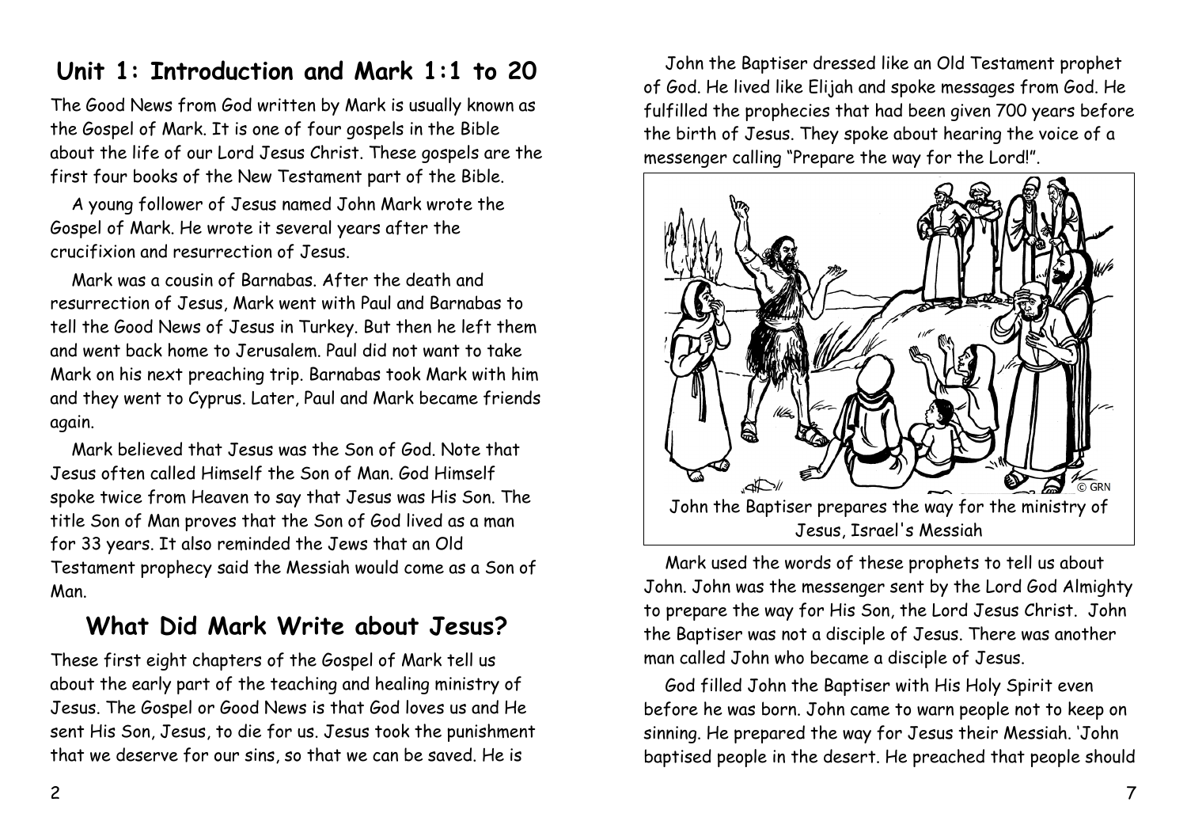## Unit 1: Introduction and Mark 1:1 to 20

The Good News from God written by Mark is usually known as the Gospel of Mark. It is one of four gospels in the Bible about the life of our Lord Jesus Christ. These gospels are the first four books of the New Testament part of the Bible.

A young follower of Jesus named John Mark wrote the Gospel of Mark. He wrote it several years after the crucifixion and resurrection of Jesus.

Mark was a cousin of Barnabas. After the death and resurrection of Jesus, Mark went with Paul and Barnabas to tell the Good News of Jesus in Turkey. But then he left them and went back home to Jerusalem. Paul did not want to take Mark on his next preaching trip. Barnabas took Mark with him and they went to Cyprus. Later, Paul and Mark became friends again.

Mark believed that Jesus was the Son of God. Note that Jesus often called Himself the Son of Man. God Himself spoke twice from Heaven to say that Jesus was His Son. The title Son of Man proves that the Son of God lived as a man for 33 years. It also reminded the Jews that an Old Testament prophecy said the Messiah would come as a Son of Man.

## What Did Mark Write about Jesus?

These first eight chapters of the Gospel of Mark tell us about the early part of the teaching and healing ministry of Jesus. The Gospel or Good News is that God loves us and He sent His Son, Jesus, to die for us. Jesus took the punishment that we deserve for our sins, so that we can be saved. He is

John the Baptiser dressed like an Old Testament prophet of God. He lived like Elijah and spoke messages from God. He fulfilled the prophecies that had been given 700 years before the birth of Jesus. They spoke about hearing the voice of a messenger calling "Prepare the way for the Lord!".

John the Baptiser prepares the way for the ministry of Jesus, Israel's Messiah

Mark used the words of these prophets to tell us about John. John was the messenger sent by the Lord God Almighty to prepare the way for His Son, the Lord Jesus Christ. John the Baptiser was not a disciple of Jesus. There was another man called John who became a disciple of Jesus.

God filled John the Baptiser with His Holy Spirit even before he was born. John came to warn people not to keep on sinning. He prepared the way for Jesus their Messiah. 'John baptised people in the desert. He preached that people should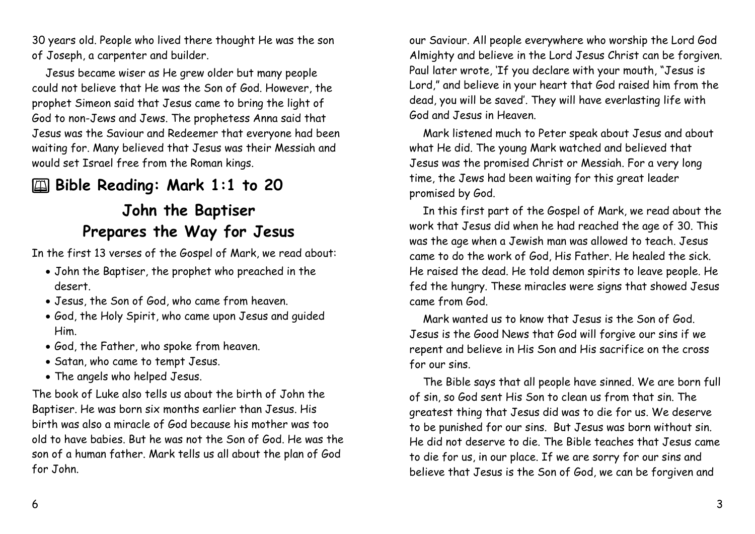30 years old. People who lived there thought He was the son of Joseph, a carpenter and builder.

Jesus became wiser as He grew older but many people could not believe that He was the Son of God. However, the prophet Simeon said that Jesus came to bring the light of God to non-Jews and Jews. The prophetess Anna said that Jesus was the Saviour and Redeemer that everyone had been waiting for. Many believed that Jesus was their Messiah and would set Israel free from the Roman kings.

## 🕮 Bible Reading: Mark 1:1 to 20

## John the Baptiser Prepares the Way for Jesus

In the first 13 verses of the Gospel of Mark, we read about:

- John the Baptiser, the prophet who preached in the desert.
- Jesus, the Son of God, who came from heaven.
- God, the Holy Spirit, who came upon Jesus and guided Him.
- God, the Father, who spoke from heaven.
- Satan, who came to tempt Jesus.
- The angels who helped Jesus.

The book of Luke also tells us about the birth of John the Baptiser. He was born six months earlier than Jesus. His birth was also a miracle of God because his mother was too old to have babies. But he was not the Son of God. He was the son of a human father. Mark tells us all about the plan of God for John.

our Saviour. All people everywhere who worship the Lord God Almighty and believe in the Lord Jesus Christ can be forgiven. Paul later wrote, 'If you declare with your mouth, "Jesus is Lord," and believe in your heart that God raised him from the dead, you will be saved'. They will have everlasting life with God and Jesus in Heaven.

Mark listened much to Peter speak about Jesus and about what He did. The young Mark watched and believed that Jesus was the promised Christ or Messiah. For a very long time, the Jews had been waiting for this great leader promised by God.

In this first part of the Gospel of Mark, we read about the work that Jesus did when he had reached the age of 30. This was the age when a Jewish man was allowed to teach. Jesus came to do the work of God, His Father. He healed the sick. He raised the dead. He told demon spirits to leave people. He fed the hungry. These miracles were signs that showed Jesus came from God.

Mark wanted us to know that Jesus is the Son of God. Jesus is the Good News that God will forgive our sins if we repent and believe in His Son and His sacrifice on the cross for our sins.

The Bible says that all people have sinned. We are born full of sin, so God sent His Son to clean us from that sin. The greatest thing that Jesus did was to die for us. We deserve to be punished for our sins. But Jesus was born without sin. He did not deserve to die. The Bible teaches that Jesus came to die for us, in our place. If we are sorry for our sins and believe that Jesus is the Son of God, we can be forgiven and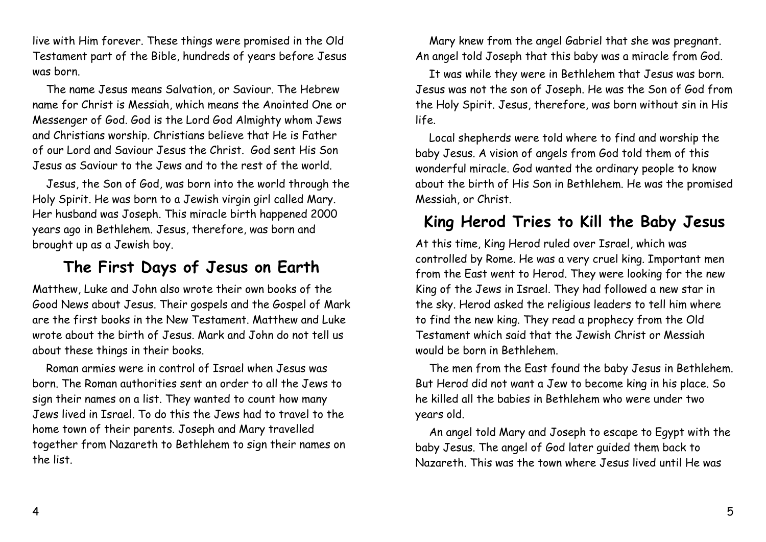live with Him forever. These things were promised in the Old Testament part of the Bible, hundreds of years before Jesus was born.

The name Jesus means Salvation, or Saviour. The Hebrew name for Christ is Messiah, which means the Anointed One or Messenger of God. God is the Lord God Almighty whom Jews and Christians worship. Christians believe that He is Father of our Lord and Saviour Jesus the Christ. God sent His Son Jesus as Saviour to the Jews and to the rest of the world.

Jesus, the Son of God, was born into the world through the Holy Spirit. He was born to a Jewish virgin girl called Mary. Her husband was Joseph. This miracle birth happened 2000 years ago in Bethlehem. Jesus, therefore, was born and brought up as a Jewish boy.

## The First Days of Jesus on Earth

Matthew, Luke and John also wrote their own books of the Good News about Jesus. Their gospels and the Gospel of Mark are the first books in the New Testament. Matthew and Luke wrote about the birth of Jesus. Mark and John do not tell us about these things in their books.

Roman armies were in control of Israel when Jesus was born. The Roman authorities sent an order to all the Jews to sign their names on a list. They wanted to count how many Jews lived in Israel. To do this the Jews had to travel to the home town of their parents. Joseph and Mary travelled together from Nazareth to Bethlehem to sign their names on the list.

Mary knew from the angel Gabriel that she was pregnant. An angel told Joseph that this baby was a miracle from God.

It was while they were in Bethlehem that Jesus was born. Jesus was not the son of Joseph. He was the Son of God from the Holy Spirit. Jesus, therefore, was born without sin in His life.

Local shepherds were told where to find and worship the baby Jesus. A vision of angels from God told them of this wonderful miracle. God wanted the ordinary people to know about the birth of His Son in Bethlehem. He was the promised Messiah, or Christ.

## King Herod Tries to Kill the Baby Jesus

At this time, King Herod ruled over Israel, which was controlled by Rome. He was a very cruel king. Important men from the East went to Herod. They were looking for the new King of the Jews in Israel. They had followed a new star in the sky. Herod asked the religious leaders to tell him where to find the new king. They read a prophecy from the Old Testament which said that the Jewish Christ or Messiah would be born in Bethlehem.

The men from the East found the baby Jesus in Bethlehem. But Herod did not want a Jew to become king in his place. So he killed all the babies in Bethlehem who were under two years old.

An angel told Mary and Joseph to escape to Egypt with the baby Jesus. The angel of God later guided them back to Nazareth. This was the town where Jesus lived until He was